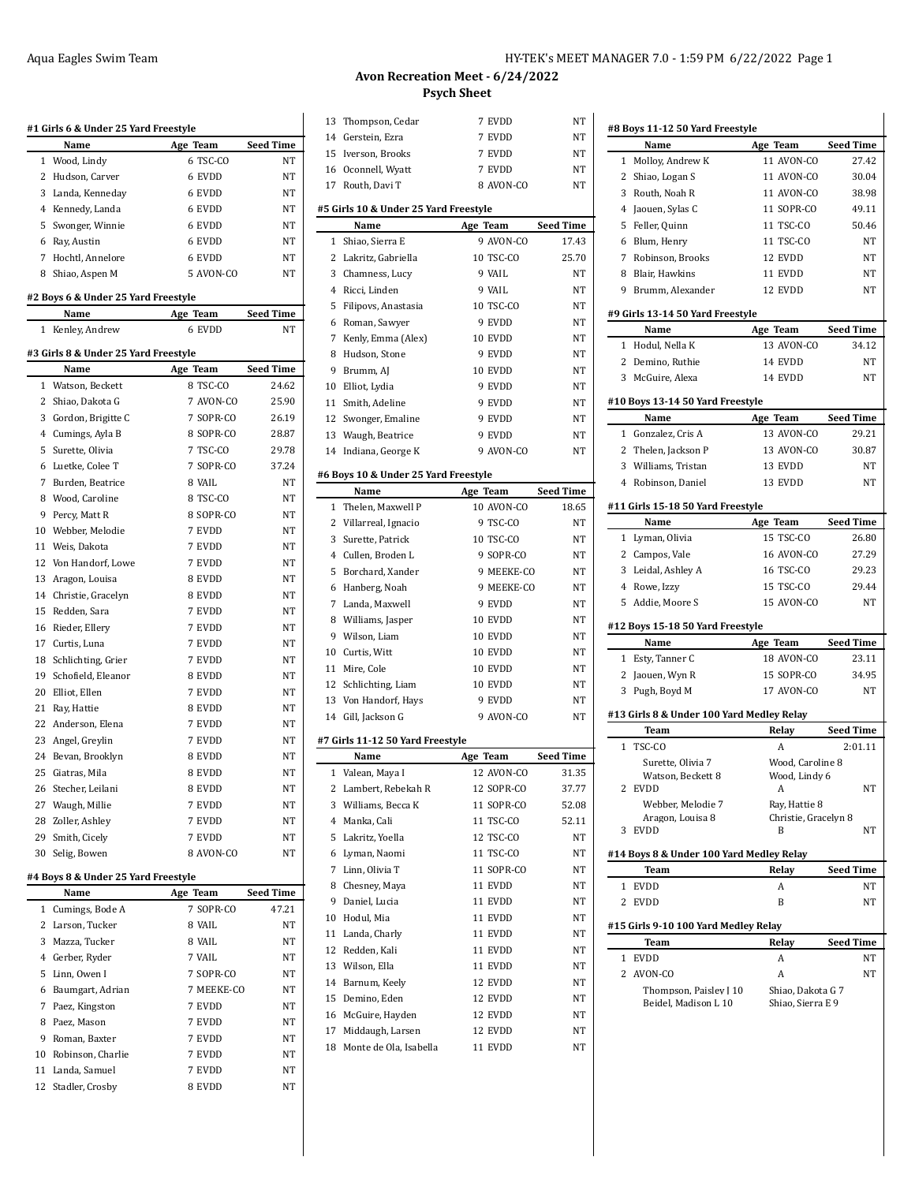Aqua Eagles Swim Team

## Avon Recreation Meet - 6/24/2022
## Psych Sheet

### #1 Girls 6 & Under 25 Yard Freestyle

| | Name | Age | Team | Seed Time |
|---|---|---|---|---|
| 1 | Wood, Lindy | 6 | TSC-CO | NT |
| 2 | Hudson, Carver | 6 | EVDD | NT |
| 3 | Landa, Kenneday | 6 | EVDD | NT |
| 4 | Kennedy, Landa | 6 | EVDD | NT |
| 5 | Swonger, Winnie | 6 | EVDD | NT |
| 6 | Ray, Austin | 6 | EVDD | NT |
| 7 | Hochtl, Annelore | 6 | EVDD | NT |
| 8 | Shiao, Aspen M | 5 | AVON-CO | NT |

### #2 Boys 6 & Under 25 Yard Freestyle

| | Name | Age | Team | Seed Time |
|---|---|---|---|---|
| 1 | Kenley, Andrew | 6 | EVDD | NT |

### #3 Girls 8 & Under 25 Yard Freestyle

| | Name | Age | Team | Seed Time |
|---|---|---|---|---|
| 1 | Watson, Beckett | 8 | TSC-CO | 24.62 |
| 2 | Shiao, Dakota G | 7 | AVON-CO | 25.90 |
| 3 | Gordon, Brigitte C | 7 | SOPR-CO | 26.19 |
| 4 | Cumings, Ayla B | 8 | SOPR-CO | 28.87 |
| 5 | Surette, Olivia | 7 | TSC-CO | 29.78 |
| 6 | Luetke, Colee T | 7 | SOPR-CO | 37.24 |
| 7 | Burden, Beatrice | 8 | VAIL | NT |
| 8 | Wood, Caroline | 8 | TSC-CO | NT |
| 9 | Percy, Matt R | 8 | SOPR-CO | NT |
| 10 | Webber, Melodie | 7 | EVDD | NT |
| 11 | Weis, Dakota | 7 | EVDD | NT |
| 12 | Von Handorf, Lowe | 7 | EVDD | NT |
| 13 | Aragon, Louisa | 8 | EVDD | NT |
| 14 | Christie, Gracelyn | 8 | EVDD | NT |
| 15 | Redden, Sara | 7 | EVDD | NT |
| 16 | Rieder, Ellery | 7 | EVDD | NT |
| 17 | Curtis, Luna | 7 | EVDD | NT |
| 18 | Schlichting, Grier | 7 | EVDD | NT |
| 19 | Schofield, Eleanor | 8 | EVDD | NT |
| 20 | Elliot, Ellen | 7 | EVDD | NT |
| 21 | Ray, Hattie | 8 | EVDD | NT |
| 22 | Anderson, Elena | 7 | EVDD | NT |
| 23 | Angel, Greylin | 7 | EVDD | NT |
| 24 | Bevan, Brooklyn | 8 | EVDD | NT |
| 25 | Giatras, Mila | 8 | EVDD | NT |
| 26 | Stecher, Leilani | 8 | EVDD | NT |
| 27 | Waugh, Millie | 7 | EVDD | NT |
| 28 | Zoller, Ashley | 7 | EVDD | NT |
| 29 | Smith, Cicely | 7 | EVDD | NT |
| 30 | Selig, Bowen | 8 | AVON-CO | NT |

### #4 Boys 8 & Under 25 Yard Freestyle

| | Name | Age | Team | Seed Time |
|---|---|---|---|---|
| 1 | Cumings, Bode A | 7 | SOPR-CO | 47.21 |
| 2 | Larson, Tucker | 8 | VAIL | NT |
| 3 | Mazza, Tucker | 8 | VAIL | NT |
| 4 | Gerber, Ryder | 7 | VAIL | NT |
| 5 | Linn, Owen I | 7 | SOPR-CO | NT |
| 6 | Baumgart, Adrian | 7 | MEEKE-CO | NT |
| 7 | Paez, Kingston | 7 | EVDD | NT |
| 8 | Paez, Mason | 7 | EVDD | NT |
| 9 | Roman, Baxter | 7 | EVDD | NT |
| 10 | Robinson, Charlie | 7 | EVDD | NT |
| 11 | Landa, Samuel | 7 | EVDD | NT |
| 12 | Stadler, Crosby | 8 | EVDD | NT |
| 13 | Thompson, Cedar | 7 | EVDD | NT |
| 14 | Gerstein, Ezra | 7 | EVDD | NT |
| 15 | Iverson, Brooks | 7 | EVDD | NT |
| 16 | Oconnell, Wyatt | 7 | EVDD | NT |
| 17 | Routh, Davi T | 8 | AVON-CO | NT |

### #5 Girls 10 & Under 25 Yard Freestyle

| | Name | Age | Team | Seed Time |
|---|---|---|---|---|
| 1 | Shiao, Sierra E | 9 | AVON-CO | 17.43 |
| 2 | Lakritz, Gabriella | 10 | TSC-CO | 25.70 |
| 3 | Chamness, Lucy | 9 | VAIL | NT |
| 4 | Ricci, Linden | 9 | VAIL | NT |
| 5 | Filipovs, Anastasia | 10 | TSC-CO | NT |
| 6 | Roman, Sawyer | 9 | EVDD | NT |
| 7 | Kenly, Emma (Alex) | 10 | EVDD | NT |
| 8 | Hudson, Stone | 9 | EVDD | NT |
| 9 | Brumm, AJ | 10 | EVDD | NT |
| 10 | Elliot, Lydia | 9 | EVDD | NT |
| 11 | Smith, Adeline | 9 | EVDD | NT |
| 12 | Swonger, Emaline | 9 | EVDD | NT |
| 13 | Waugh, Beatrice | 9 | EVDD | NT |
| 14 | Indiana, George K | 9 | AVON-CO | NT |

### #6 Boys 10 & Under 25 Yard Freestyle

| | Name | Age | Team | Seed Time |
|---|---|---|---|---|
| 1 | Thelen, Maxwell P | 10 | AVON-CO | 18.65 |
| 2 | Villarreal, Ignacio | 9 | TSC-CO | NT |
| 3 | Surette, Patrick | 10 | TSC-CO | NT |
| 4 | Cullen, Broden L | 9 | SOPR-CO | NT |
| 5 | Borchard, Xander | 9 | MEEKE-CO | NT |
| 6 | Hanberg, Noah | 9 | MEEKE-CO | NT |
| 7 | Landa, Maxwell | 9 | EVDD | NT |
| 8 | Williams, Jasper | 10 | EVDD | NT |
| 9 | Wilson, Liam | 10 | EVDD | NT |
| 10 | Curtis, Witt | 10 | EVDD | NT |
| 11 | Mire, Cole | 10 | EVDD | NT |
| 12 | Schlichting, Liam | 10 | EVDD | NT |
| 13 | Von Handorf, Hays | 9 | EVDD | NT |
| 14 | Gill, Jackson G | 9 | AVON-CO | NT |

### #7 Girls 11-12 50 Yard Freestyle

| | Name | Age | Team | Seed Time |
|---|---|---|---|---|
| 1 | Valean, Maya I | 12 | AVON-CO | 31.35 |
| 2 | Lambert, Rebekah R | 12 | SOPR-CO | 37.77 |
| 3 | Williams, Becca K | 11 | SOPR-CO | 52.08 |
| 4 | Manka, Cali | 11 | TSC-CO | 52.11 |
| 5 | Lakritz, Yoella | 12 | TSC-CO | NT |
| 6 | Lyman, Naomi | 11 | TSC-CO | NT |
| 7 | Linn, Olivia T | 11 | SOPR-CO | NT |
| 8 | Chesney, Maya | 11 | EVDD | NT |
| 9 | Daniel, Lucia | 11 | EVDD | NT |
| 10 | Hodul, Mia | 11 | EVDD | NT |
| 11 | Landa, Charly | 11 | EVDD | NT |
| 12 | Redden, Kali | 11 | EVDD | NT |
| 13 | Wilson, Ella | 11 | EVDD | NT |
| 14 | Barnum, Keely | 12 | EVDD | NT |
| 15 | Demino, Eden | 12 | EVDD | NT |
| 16 | McGuire, Hayden | 12 | EVDD | NT |
| 17 | Middaugh, Larsen | 12 | EVDD | NT |
| 18 | Monte de Ola, Isabella | 11 | EVDD | NT |

### #8 Boys 11-12 50 Yard Freestyle

| | Name | Age | Team | Seed Time |
|---|---|---|---|---|
| 1 | Molloy, Andrew K | 11 | AVON-CO | 27.42 |
| 2 | Shiao, Logan S | 11 | AVON-CO | 30.04 |
| 3 | Routh, Noah R | 11 | AVON-CO | 38.98 |
| 4 | Jaouen, Sylas C | 11 | SOPR-CO | 49.11 |
| 5 | Feller, Quinn | 11 | TSC-CO | 50.46 |
| 6 | Blum, Henry | 11 | TSC-CO | NT |
| 7 | Robinson, Brooks | 12 | EVDD | NT |
| 8 | Blair, Hawkins | 11 | EVDD | NT |
| 9 | Brumm, Alexander | 12 | EVDD | NT |

### #9 Girls 13-14 50 Yard Freestyle

| | Name | Age | Team | Seed Time |
|---|---|---|---|---|
| 1 | Hodul, Nella K | 13 | AVON-CO | 34.12 |
| 2 | Demino, Ruthie | 14 | EVDD | NT |
| 3 | McGuire, Alexa | 14 | EVDD | NT |

### #10 Boys 13-14 50 Yard Freestyle

| | Name | Age | Team | Seed Time |
|---|---|---|---|---|
| 1 | Gonzalez, Cris A | 13 | AVON-CO | 29.21 |
| 2 | Thelen, Jackson P | 13 | AVON-CO | 30.87 |
| 3 | Williams, Tristan | 13 | EVDD | NT |
| 4 | Robinson, Daniel | 13 | EVDD | NT |

### #11 Girls 15-18 50 Yard Freestyle

| | Name | Age | Team | Seed Time |
|---|---|---|---|---|
| 1 | Lyman, Olivia | 15 | TSC-CO | 26.80 |
| 2 | Campos, Vale | 16 | AVON-CO | 27.29 |
| 3 | Leidal, Ashley A | 16 | TSC-CO | 29.23 |
| 4 | Rowe, Izzy | 15 | TSC-CO | 29.44 |
| 5 | Addie, Moore S | 15 | AVON-CO | NT |

### #12 Boys 15-18 50 Yard Freestyle

| | Name | Age | Team | Seed Time |
|---|---|---|---|---|
| 1 | Esty, Tanner C | 18 | AVON-CO | 23.11 |
| 2 | Jaouen, Wyn R | 15 | SOPR-CO | 34.95 |
| 3 | Pugh, Boyd M | 17 | AVON-CO | NT |

### #13 Girls 8 & Under 100 Yard Medley Relay

| | Team | Relay | Seed Time |
|---|---|---|---|
| 1 | TSC-CO | A | 2:01.11 |
| | Surette, Olivia 7; Watson, Beckett 8 | Wood, Caroline 8; Wood, Lindy 6 | |
| 2 | EVDD | A | NT |
| | Webber, Melodie 7; Aragon, Louisa 8 | Ray, Hattie 8; Christie, Gracelyn 8 | |
| 3 | EVDD | B | NT |

### #14 Boys 8 & Under 100 Yard Medley Relay

| | Team | Relay | Seed Time |
|---|---|---|---|
| 1 | EVDD | A | NT |
| 2 | EVDD | B | NT |

### #15 Girls 9-10 100 Yard Medley Relay

| | Team | Relay | Seed Time |
|---|---|---|---|
| 1 | EVDD | A | NT |
| 2 | AVON-CO | A | NT |
| | Thompson, Paisley J 10; Beidel, Madison L 10 | Shiao, Dakota G 7; Shiao, Sierra E 9 | |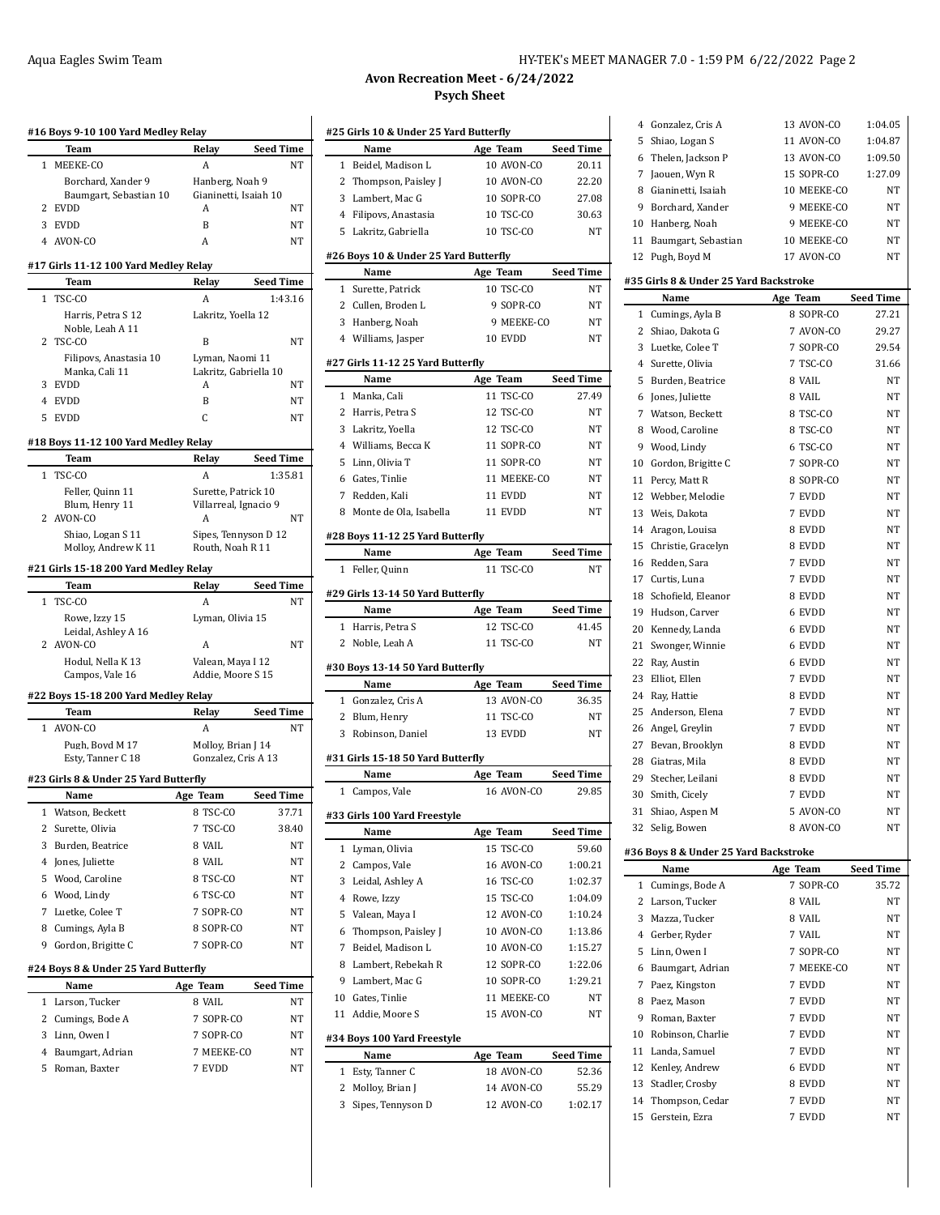## Avon Recreation Meet - 6/24/2022

### Psych Sheet

#### #16 Boys 9-10 100 Yard Medley Relay

| | Team | Relay | Seed Time |
|---|---|---|---|
| 1 | MEEKE-CO | A | NT |
| | Borchard, Xander 9 | Hanberg, Noah 9 | |
| | Baumgart, Sebastian 10 | Gianinetti, Isaiah 10 | |
| 2 | EVDD | A | NT |
| 3 | EVDD | B | NT |
| 4 | AVON-CO | A | NT |

#### #17 Girls 11-12 100 Yard Medley Relay

| | Team | Relay | Seed Time |
|---|---|---|---|
| 1 | TSC-CO | A | 1:43.16 |
| | Harris, Petra S 12 | Lakritz, Yoella 12 | |
| | Noble, Leah A 11 | | |
| 2 | TSC-CO | B | NT |
| | Filipovs, Anastasia 10 | Lyman, Naomi 11 | |
| | Manka, Cali 11 | Lakritz, Gabriella 10 | |
| 3 | EVDD | A | NT |
| 4 | EVDD | B | NT |
| 5 | EVDD | C | NT |

#### #18 Boys 11-12 100 Yard Medley Relay

| | Team | Relay | Seed Time |
|---|---|---|---|
| 1 | TSC-CO | A | 1:35.81 |
| | Feller, Quinn 11 | Surette, Patrick 10 | |
| | Blum, Henry 11 | Villarreal, Ignacio 9 | |
| 2 | AVON-CO | A | NT |
| | Shiao, Logan S 11 | Sipes, Tennyson D 12 | |
| | Molloy, Andrew K 11 | Routh, Noah R 11 | |

#### #21 Girls 15-18 200 Yard Medley Relay

| | Team | Relay | Seed Time |
|---|---|---|---|
| 1 | TSC-CO | A | NT |
| | Rowe, Izzy 15 | Lyman, Olivia 15 | |
| | Leidal, Ashley A 16 | | |
| 2 | AVON-CO | A | NT |
| | Hodul, Nella K 13 | Valean, Maya I 12 | |
| | Campos, Vale 16 | Addie, Moore S 15 | |

#### #22 Boys 15-18 200 Yard Medley Relay

| | Team | Relay | Seed Time |
|---|---|---|---|
| 1 | AVON-CO | A | NT |
| | Pugh, Boyd M 17 | Molloy, Brian J 14 | |
| | Esty, Tanner C 18 | Gonzalez, Cris A 13 | |

#### #23 Girls 8 & Under 25 Yard Butterfly

| | Name | Age | Team | Seed Time |
|---|---|---|---|---|
| 1 | Watson, Beckett | 8 | TSC-CO | 37.71 |
| 2 | Surette, Olivia | 7 | TSC-CO | 38.40 |
| 3 | Burden, Beatrice | 8 | VAIL | NT |
| 4 | Jones, Juliette | 8 | VAIL | NT |
| 5 | Wood, Caroline | 8 | TSC-CO | NT |
| 6 | Wood, Lindy | 6 | TSC-CO | NT |
| 7 | Luetke, Colee T | 7 | SOPR-CO | NT |
| 8 | Cumings, Ayla B | 8 | SOPR-CO | NT |
| 9 | Gordon, Brigitte C | 7 | SOPR-CO | NT |

#### #24 Boys 8 & Under 25 Yard Butterfly

| | Name | Age | Team | Seed Time |
|---|---|---|---|---|
| 1 | Larson, Tucker | 8 | VAIL | NT |
| 2 | Cumings, Bode A | 7 | SOPR-CO | NT |
| 3 | Linn, Owen I | 7 | SOPR-CO | NT |
| 4 | Baumgart, Adrian | 7 | MEEKE-CO | NT |
| 5 | Roman, Baxter | 7 | EVDD | NT |

#### #25 Girls 10 & Under 25 Yard Butterfly

| | Name | Age | Team | Seed Time |
|---|---|---|---|---|
| 1 | Beidel, Madison L | 10 | AVON-CO | 20.11 |
| 2 | Thompson, Paisley J | 10 | AVON-CO | 22.20 |
| 3 | Lambert, Mac G | 10 | SOPR-CO | 27.08 |
| 4 | Filipovs, Anastasia | 10 | TSC-CO | 30.63 |
| 5 | Lakritz, Gabriella | 10 | TSC-CO | NT |

#### #26 Boys 10 & Under 25 Yard Butterfly

| | Name | Age | Team | Seed Time |
|---|---|---|---|---|
| 1 | Surette, Patrick | 10 | TSC-CO | NT |
| 2 | Cullen, Broden L | 9 | SOPR-CO | NT |
| 3 | Hanberg, Noah | 9 | MEEKE-CO | NT |
| 4 | Williams, Jasper | 10 | EVDD | NT |

#### #27 Girls 11-12 25 Yard Butterfly

| | Name | Age | Team | Seed Time |
|---|---|---|---|---|
| 1 | Manka, Cali | 11 | TSC-CO | 27.49 |
| 2 | Harris, Petra S | 12 | TSC-CO | NT |
| 3 | Lakritz, Yoella | 12 | TSC-CO | NT |
| 4 | Williams, Becca K | 11 | SOPR-CO | NT |
| 5 | Linn, Olivia T | 11 | SOPR-CO | NT |
| 6 | Gates, Tinlie | 11 | MEEKE-CO | NT |
| 7 | Redden, Kali | 11 | EVDD | NT |
| 8 | Monte de Ola, Isabella | 11 | EVDD | NT |

#### #28 Boys 11-12 25 Yard Butterfly

| | Name | Age | Team | Seed Time |
|---|---|---|---|---|
| 1 | Feller, Quinn | 11 | TSC-CO | NT |

#### #29 Girls 13-14 50 Yard Butterfly

| | Name | Age | Team | Seed Time |
|---|---|---|---|---|
| 1 | Harris, Petra S | 12 | TSC-CO | 41.45 |
| 2 | Noble, Leah A | 11 | TSC-CO | NT |

#### #30 Boys 13-14 50 Yard Butterfly

| | Name | Age | Team | Seed Time |
|---|---|---|---|---|
| 1 | Gonzalez, Cris A | 13 | AVON-CO | 36.35 |
| 2 | Blum, Henry | 11 | TSC-CO | NT |
| 3 | Robinson, Daniel | 13 | EVDD | NT |

#### #31 Girls 15-18 50 Yard Butterfly

| | Name | Age | Team | Seed Time |
|---|---|---|---|---|
| 1 | Campos, Vale | 16 | AVON-CO | 29.85 |

#### #33 Girls 100 Yard Freestyle

| | Name | Age | Team | Seed Time |
|---|---|---|---|---|
| 1 | Lyman, Olivia | 15 | TSC-CO | 59.60 |
| 2 | Campos, Vale | 16 | AVON-CO | 1:00.21 |
| 3 | Leidal, Ashley A | 16 | TSC-CO | 1:02.37 |
| 4 | Rowe, Izzy | 15 | TSC-CO | 1:04.09 |
| 5 | Valean, Maya I | 12 | AVON-CO | 1:10.24 |
| 6 | Thompson, Paisley J | 10 | AVON-CO | 1:13.86 |
| 7 | Beidel, Madison L | 10 | AVON-CO | 1:15.27 |
| 8 | Lambert, Rebekah R | 12 | SOPR-CO | 1:22.06 |
| 9 | Lambert, Mac G | 10 | SOPR-CO | 1:29.21 |
| 10 | Gates, Tinlie | 11 | MEEKE-CO | NT |
| 11 | Addie, Moore S | 15 | AVON-CO | NT |

#### #34 Boys 100 Yard Freestyle

| | Name | Age | Team | Seed Time |
|---|---|---|---|---|
| 1 | Esty, Tanner C | 18 | AVON-CO | 52.36 |
| 2 | Molloy, Brian J | 14 | AVON-CO | 55.29 |
| 3 | Sipes, Tennyson D | 12 | AVON-CO | 1:02.17 |
| 4 | Gonzalez, Cris A | 13 | AVON-CO | 1:04.05 |
| 5 | Shiao, Logan S | 11 | AVON-CO | 1:04.87 |
| 6 | Thelen, Jackson P | 13 | AVON-CO | 1:09.50 |
| 7 | Jaouen, Wyn R | 15 | SOPR-CO | 1:27.09 |
| 8 | Gianinetti, Isaiah | 10 | MEEKE-CO | NT |
| 9 | Borchard, Xander | 9 | MEEKE-CO | NT |
| 10 | Hanberg, Noah | 9 | MEEKE-CO | NT |
| 11 | Baumgart, Sebastian | 10 | MEEKE-CO | NT |
| 12 | Pugh, Boyd M | 17 | AVON-CO | NT |

#### #35 Girls 8 & Under 25 Yard Backstroke

| | Name | Age | Team | Seed Time |
|---|---|---|---|---|
| 1 | Cumings, Ayla B | 8 | SOPR-CO | 27.21 |
| 2 | Shiao, Dakota G | 7 | AVON-CO | 29.27 |
| 3 | Luetke, Colee T | 7 | SOPR-CO | 29.54 |
| 4 | Surette, Olivia | 7 | TSC-CO | 31.66 |
| 5 | Burden, Beatrice | 8 | VAIL | NT |
| 6 | Jones, Juliette | 8 | VAIL | NT |
| 7 | Watson, Beckett | 8 | TSC-CO | NT |
| 8 | Wood, Caroline | 8 | TSC-CO | NT |
| 9 | Wood, Lindy | 6 | TSC-CO | NT |
| 10 | Gordon, Brigitte C | 7 | SOPR-CO | NT |
| 11 | Percy, Matt R | 8 | SOPR-CO | NT |
| 12 | Webber, Melodie | 7 | EVDD | NT |
| 13 | Weis, Dakota | 7 | EVDD | NT |
| 14 | Aragon, Louisa | 8 | EVDD | NT |
| 15 | Christie, Gracelyn | 8 | EVDD | NT |
| 16 | Redden, Sara | 7 | EVDD | NT |
| 17 | Curtis, Luna | 7 | EVDD | NT |
| 18 | Schofield, Eleanor | 8 | EVDD | NT |
| 19 | Hudson, Carver | 6 | EVDD | NT |
| 20 | Kennedy, Landa | 6 | EVDD | NT |
| 21 | Swonger, Winnie | 6 | EVDD | NT |
| 22 | Ray, Austin | 6 | EVDD | NT |
| 23 | Elliot, Ellen | 7 | EVDD | NT |
| 24 | Ray, Hattie | 8 | EVDD | NT |
| 25 | Anderson, Elena | 7 | EVDD | NT |
| 26 | Angel, Greylin | 7 | EVDD | NT |
| 27 | Bevan, Brooklyn | 8 | EVDD | NT |
| 28 | Giatras, Mila | 8 | EVDD | NT |
| 29 | Stecher, Leilani | 8 | EVDD | NT |
| 30 | Smith, Cicely | 7 | EVDD | NT |
| 31 | Shiao, Aspen M | 5 | AVON-CO | NT |
| 32 | Selig, Bowen | 8 | AVON-CO | NT |

#### #36 Boys 8 & Under 25 Yard Backstroke

| | Name | Age | Team | Seed Time |
|---|---|---|---|---|
| 1 | Cumings, Bode A | 7 | SOPR-CO | 35.72 |
| 2 | Larson, Tucker | 8 | VAIL | NT |
| 3 | Mazza, Tucker | 8 | VAIL | NT |
| 4 | Gerber, Ryder | 7 | VAIL | NT |
| 5 | Linn, Owen I | 7 | SOPR-CO | NT |
| 6 | Baumgart, Adrian | 7 | MEEKE-CO | NT |
| 7 | Paez, Kingston | 7 | EVDD | NT |
| 8 | Paez, Mason | 7 | EVDD | NT |
| 9 | Roman, Baxter | 7 | EVDD | NT |
| 10 | Robinson, Charlie | 7 | EVDD | NT |
| 11 | Landa, Samuel | 7 | EVDD | NT |
| 12 | Kenley, Andrew | 6 | EVDD | NT |
| 13 | Stadler, Crosby | 8 | EVDD | NT |
| 14 | Thompson, Cedar | 7 | EVDD | NT |
| 15 | Gerstein, Ezra | 7 | EVDD | NT |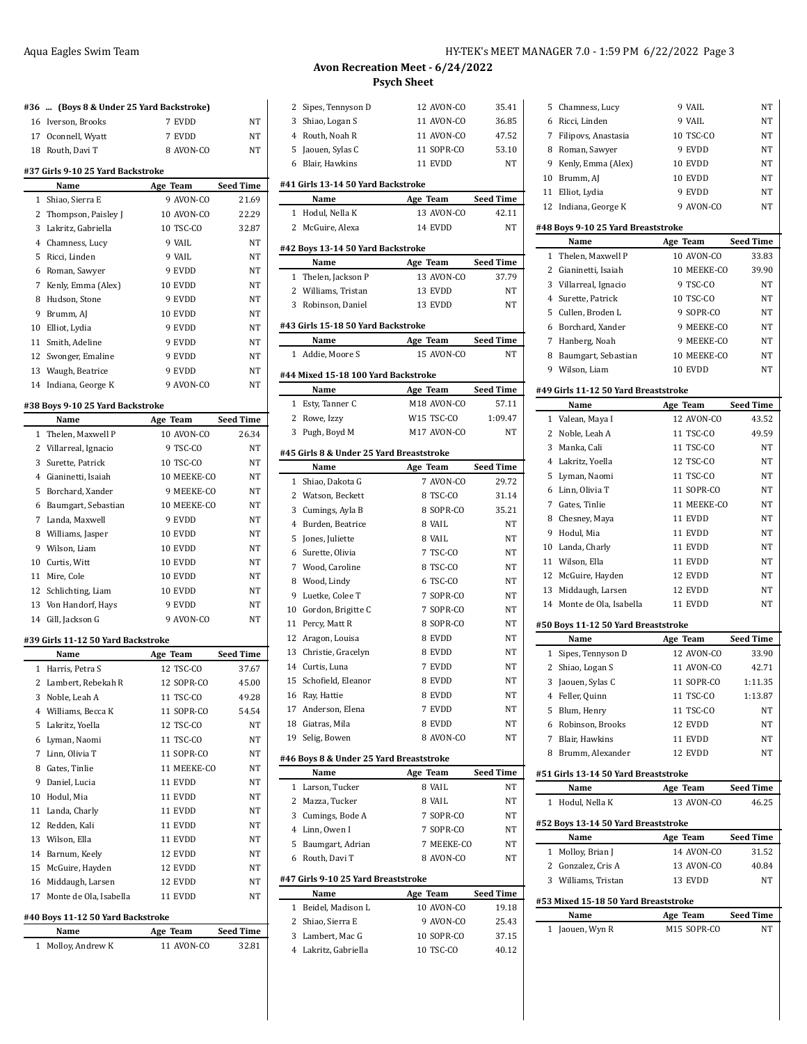## Avon Recreation Meet - 6/24/2022

### Psych Sheet

#### #36 ... (Boys 8 & Under 25 Yard Backstroke)

| # | Name | Age | Team | Seed Time |
|---|---|---|---|---|
| 16 | Iverson, Brooks | 7 | EVDD | NT |
| 17 | Oconnell, Wyatt | 7 | EVDD | NT |
| 18 | Routh, Davi T | 8 | AVON-CO | NT |

#### #37 Girls 9-10 25 Yard Backstroke

| # | Name | Age | Team | Seed Time |
|---|---|---|---|---|
| 1 | Shiao, Sierra E | 9 | AVON-CO | 21.69 |
| 2 | Thompson, Paisley J | 10 | AVON-CO | 22.29 |
| 3 | Lakritz, Gabriella | 10 | TSC-CO | 32.87 |
| 4 | Chamness, Lucy | 9 | VAIL | NT |
| 5 | Ricci, Linden | 9 | VAIL | NT |
| 6 | Roman, Sawyer | 9 | EVDD | NT |
| 7 | Kenly, Emma (Alex) | 10 | EVDD | NT |
| 8 | Hudson, Stone | 9 | EVDD | NT |
| 9 | Brumm, AJ | 10 | EVDD | NT |
| 10 | Elliot, Lydia | 9 | EVDD | NT |
| 11 | Smith, Adeline | 9 | EVDD | NT |
| 12 | Swonger, Emaline | 9 | EVDD | NT |
| 13 | Waugh, Beatrice | 9 | EVDD | NT |
| 14 | Indiana, George K | 9 | AVON-CO | NT |

#### #38 Boys 9-10 25 Yard Backstroke

| # | Name | Age | Team | Seed Time |
|---|---|---|---|---|
| 1 | Thelen, Maxwell P | 10 | AVON-CO | 26.34 |
| 2 | Villarreal, Ignacio | 9 | TSC-CO | NT |
| 3 | Surette, Patrick | 10 | TSC-CO | NT |
| 4 | Gianinetti, Isaiah | 10 | MEEKE-CO | NT |
| 5 | Borchard, Xander | 9 | MEEKE-CO | NT |
| 6 | Baumgart, Sebastian | 10 | MEEKE-CO | NT |
| 7 | Landa, Maxwell | 9 | EVDD | NT |
| 8 | Williams, Jasper | 10 | EVDD | NT |
| 9 | Wilson, Liam | 10 | EVDD | NT |
| 10 | Curtis, Witt | 10 | EVDD | NT |
| 11 | Mire, Cole | 10 | EVDD | NT |
| 12 | Schlichting, Liam | 10 | EVDD | NT |
| 13 | Von Handorf, Hays | 9 | EVDD | NT |
| 14 | Gill, Jackson G | 9 | AVON-CO | NT |

#### #39 Girls 11-12 50 Yard Backstroke

| # | Name | Age | Team | Seed Time |
|---|---|---|---|---|
| 1 | Harris, Petra S | 12 | TSC-CO | 37.67 |
| 2 | Lambert, Rebekah R | 12 | SOPR-CO | 45.00 |
| 3 | Noble, Leah A | 11 | TSC-CO | 49.28 |
| 4 | Williams, Becca K | 11 | SOPR-CO | 54.54 |
| 5 | Lakritz, Yoella | 12 | TSC-CO | NT |
| 6 | Lyman, Naomi | 11 | TSC-CO | NT |
| 7 | Linn, Olivia T | 11 | SOPR-CO | NT |
| 8 | Gates, Tinlie | 11 | MEEKE-CO | NT |
| 9 | Daniel, Lucia | 11 | EVDD | NT |
| 10 | Hodul, Mia | 11 | EVDD | NT |
| 11 | Landa, Charly | 11 | EVDD | NT |
| 12 | Redden, Kali | 11 | EVDD | NT |
| 13 | Wilson, Ella | 11 | EVDD | NT |
| 14 | Barnum, Keely | 12 | EVDD | NT |
| 15 | McGuire, Hayden | 12 | EVDD | NT |
| 16 | Middaugh, Larsen | 12 | EVDD | NT |
| 17 | Monte de Ola, Isabella | 11 | EVDD | NT |

#### #40 Boys 11-12 50 Yard Backstroke

| # | Name | Age | Team | Seed Time |
|---|---|---|---|---|
| 1 | Molloy, Andrew K | 11 | AVON-CO | 32.81 |
| 2 | Sipes, Tennyson D | 12 | AVON-CO | 35.41 |
| 3 | Shiao, Logan S | 11 | AVON-CO | 36.85 |
| 4 | Routh, Noah R | 11 | AVON-CO | 47.52 |
| 5 | Jaouen, Sylas C | 11 | SOPR-CO | 53.10 |
| 6 | Blair, Hawkins | 11 | EVDD | NT |

#### #41 Girls 13-14 50 Yard Backstroke

| # | Name | Age | Team | Seed Time |
|---|---|---|---|---|
| 1 | Hodul, Nella K | 13 | AVON-CO | 42.11 |
| 2 | McGuire, Alexa | 14 | EVDD | NT |

#### #42 Boys 13-14 50 Yard Backstroke

| # | Name | Age | Team | Seed Time |
|---|---|---|---|---|
| 1 | Thelen, Jackson P | 13 | AVON-CO | 37.79 |
| 2 | Williams, Tristan | 13 | EVDD | NT |
| 3 | Robinson, Daniel | 13 | EVDD | NT |

#### #43 Girls 15-18 50 Yard Backstroke

| # | Name | Age | Team | Seed Time |
|---|---|---|---|---|
| 1 | Addie, Moore S | 15 | AVON-CO | NT |

#### #44 Mixed 15-18 100 Yard Backstroke

| # | Name | Age | Team | Seed Time |
|---|---|---|---|---|
| 1 | Esty, Tanner C | M18 | AVON-CO | 57.11 |
| 2 | Rowe, Izzy | W15 | TSC-CO | 1:09.47 |
| 3 | Pugh, Boyd M | M17 | AVON-CO | NT |

#### #45 Girls 8 & Under 25 Yard Breaststroke

| # | Name | Age | Team | Seed Time |
|---|---|---|---|---|
| 1 | Shiao, Dakota G | 7 | AVON-CO | 29.72 |
| 2 | Watson, Beckett | 8 | TSC-CO | 31.14 |
| 3 | Cumings, Ayla B | 8 | SOPR-CO | 35.21 |
| 4 | Burden, Beatrice | 8 | VAIL | NT |
| 5 | Jones, Juliette | 8 | VAIL | NT |
| 6 | Surette, Olivia | 7 | TSC-CO | NT |
| 7 | Wood, Caroline | 8 | TSC-CO | NT |
| 8 | Wood, Lindy | 6 | TSC-CO | NT |
| 9 | Luetke, Colee T | 7 | SOPR-CO | NT |
| 10 | Gordon, Brigitte C | 7 | SOPR-CO | NT |
| 11 | Percy, Matt R | 8 | SOPR-CO | NT |
| 12 | Aragon, Louisa | 8 | EVDD | NT |
| 13 | Christie, Gracelyn | 8 | EVDD | NT |
| 14 | Curtis, Luna | 7 | EVDD | NT |
| 15 | Schofield, Eleanor | 8 | EVDD | NT |
| 16 | Ray, Hattie | 8 | EVDD | NT |
| 17 | Anderson, Elena | 7 | EVDD | NT |
| 18 | Giatras, Mila | 8 | EVDD | NT |
| 19 | Selig, Bowen | 8 | AVON-CO | NT |

#### #46 Boys 8 & Under 25 Yard Breaststroke

| # | Name | Age | Team | Seed Time |
|---|---|---|---|---|
| 1 | Larson, Tucker | 8 | VAIL | NT |
| 2 | Mazza, Tucker | 8 | VAIL | NT |
| 3 | Cumings, Bode A | 7 | SOPR-CO | NT |
| 4 | Linn, Owen I | 7 | SOPR-CO | NT |
| 5 | Baumgart, Adrian | 7 | MEEKE-CO | NT |
| 6 | Routh, Davi T | 8 | AVON-CO | NT |

#### #47 Girls 9-10 25 Yard Breaststroke

| # | Name | Age | Team | Seed Time |
|---|---|---|---|---|
| 1 | Beidel, Madison L | 10 | AVON-CO | 19.18 |
| 2 | Shiao, Sierra E | 9 | AVON-CO | 25.43 |
| 3 | Lambert, Mac G | 10 | SOPR-CO | 37.15 |
| 4 | Lakritz, Gabriella | 10 | TSC-CO | 40.12 |
| 5 | Chamness, Lucy | 9 | VAIL | NT |
| 6 | Ricci, Linden | 9 | VAIL | NT |
| 7 | Filipovs, Anastasia | 10 | TSC-CO | NT |
| 8 | Roman, Sawyer | 9 | EVDD | NT |
| 9 | Kenly, Emma (Alex) | 10 | EVDD | NT |
| 10 | Brumm, AJ | 10 | EVDD | NT |
| 11 | Elliot, Lydia | 9 | EVDD | NT |
| 12 | Indiana, George K | 9 | AVON-CO | NT |

#### #48 Boys 9-10 25 Yard Breaststroke

| # | Name | Age | Team | Seed Time |
|---|---|---|---|---|
| 1 | Thelen, Maxwell P | 10 | AVON-CO | 33.83 |
| 2 | Gianinetti, Isaiah | 10 | MEEKE-CO | 39.90 |
| 3 | Villarreal, Ignacio | 9 | TSC-CO | NT |
| 4 | Surette, Patrick | 10 | TSC-CO | NT |
| 5 | Cullen, Broden L | 9 | SOPR-CO | NT |
| 6 | Borchard, Xander | 9 | MEEKE-CO | NT |
| 7 | Hanberg, Noah | 9 | MEEKE-CO | NT |
| 8 | Baumgart, Sebastian | 10 | MEEKE-CO | NT |
| 9 | Wilson, Liam | 10 | EVDD | NT |

#### #49 Girls 11-12 50 Yard Breaststroke

| # | Name | Age | Team | Seed Time |
|---|---|---|---|---|
| 1 | Valean, Maya I | 12 | AVON-CO | 43.52 |
| 2 | Noble, Leah A | 11 | TSC-CO | 49.59 |
| 3 | Manka, Cali | 11 | TSC-CO | NT |
| 4 | Lakritz, Yoella | 12 | TSC-CO | NT |
| 5 | Lyman, Naomi | 11 | TSC-CO | NT |
| 6 | Linn, Olivia T | 11 | SOPR-CO | NT |
| 7 | Gates, Tinlie | 11 | MEEKE-CO | NT |
| 8 | Chesney, Maya | 11 | EVDD | NT |
| 9 | Hodul, Mia | 11 | EVDD | NT |
| 10 | Landa, Charly | 11 | EVDD | NT |
| 11 | Wilson, Ella | 11 | EVDD | NT |
| 12 | McGuire, Hayden | 12 | EVDD | NT |
| 13 | Middaugh, Larsen | 12 | EVDD | NT |
| 14 | Monte de Ola, Isabella | 11 | EVDD | NT |

#### #50 Boys 11-12 50 Yard Breaststroke

| # | Name | Age | Team | Seed Time |
|---|---|---|---|---|
| 1 | Sipes, Tennyson D | 12 | AVON-CO | 33.90 |
| 2 | Shiao, Logan S | 11 | AVON-CO | 42.71 |
| 3 | Jaouen, Sylas C | 11 | SOPR-CO | 1:11.35 |
| 4 | Feller, Quinn | 11 | TSC-CO | 1:13.87 |
| 5 | Blum, Henry | 11 | TSC-CO | NT |
| 6 | Robinson, Brooks | 12 | EVDD | NT |
| 7 | Blair, Hawkins | 11 | EVDD | NT |
| 8 | Brumm, Alexander | 12 | EVDD | NT |

#### #51 Girls 13-14 50 Yard Breaststroke

| # | Name | Age | Team | Seed Time |
|---|---|---|---|---|
| 1 | Hodul, Nella K | 13 | AVON-CO | 46.25 |

#### #52 Boys 13-14 50 Yard Breaststroke

| # | Name | Age | Team | Seed Time |
|---|---|---|---|---|
| 1 | Molloy, Brian J | 14 | AVON-CO | 31.52 |
| 2 | Gonzalez, Cris A | 13 | AVON-CO | 40.84 |
| 3 | Williams, Tristan | 13 | EVDD | NT |

#### #53 Mixed 15-18 50 Yard Breaststroke

| # | Name | Age | Team | Seed Time |
|---|---|---|---|---|
| 1 | Jaouen, Wyn R | M15 | SOPR-CO | NT |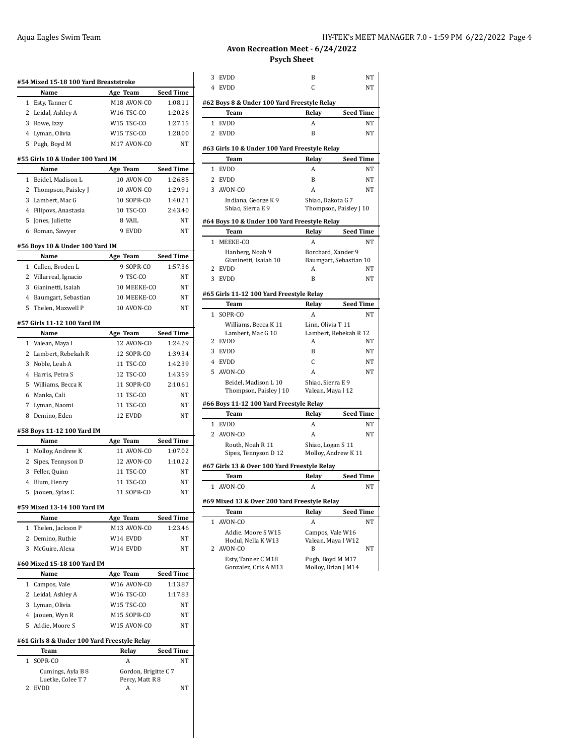## Avon Recreation Meet - 6/24/2022
## Psych Sheet

#### #54 Mixed 15-18 100 Yard Breaststroke

| | Name | Age | Team | Seed Time |
|---|---|---|---|---|
| 1 | Esty, Tanner C | M18 | AVON-CO | 1:08.11 |
| 2 | Leidal, Ashley A | W16 | TSC-CO | 1:20.26 |
| 3 | Rowe, Izzy | W15 | TSC-CO | 1:27.15 |
| 4 | Lyman, Olivia | W15 | TSC-CO | 1:28.00 |
| 5 | Pugh, Boyd M | M17 | AVON-CO | NT |

#### #55 Girls 10 & Under 100 Yard IM

| | Name | Age | Team | Seed Time |
|---|---|---|---|---|
| 1 | Beidel, Madison L | 10 | AVON-CO | 1:26.85 |
| 2 | Thompson, Paisley J | 10 | AVON-CO | 1:29.91 |
| 3 | Lambert, Mac G | 10 | SOPR-CO | 1:40.21 |
| 4 | Filipovs, Anastasia | 10 | TSC-CO | 2:43.40 |
| 5 | Jones, Juliette | 8 | VAIL | NT |
| 6 | Roman, Sawyer | 9 | EVDD | NT |

#### #56 Boys 10 & Under 100 Yard IM

| | Name | Age | Team | Seed Time |
|---|---|---|---|---|
| 1 | Cullen, Broden L | 9 | SOPR-CO | 1:57.36 |
| 2 | Villarreal, Ignacio | 9 | TSC-CO | NT |
| 3 | Gianinetti, Isaiah | 10 | MEEKE-CO | NT |
| 4 | Baumgart, Sebastian | 10 | MEEKE-CO | NT |
| 5 | Thelen, Maxwell P | 10 | AVON-CO | NT |

#### #57 Girls 11-12 100 Yard IM

| | Name | Age | Team | Seed Time |
|---|---|---|---|---|
| 1 | Valean, Maya I | 12 | AVON-CO | 1:24.29 |
| 2 | Lambert, Rebekah R | 12 | SOPR-CO | 1:39.34 |
| 3 | Noble, Leah A | 11 | TSC-CO | 1:42.39 |
| 4 | Harris, Petra S | 12 | TSC-CO | 1:43.59 |
| 5 | Williams, Becca K | 11 | SOPR-CO | 2:10.61 |
| 6 | Manka, Cali | 11 | TSC-CO | NT |
| 7 | Lyman, Naomi | 11 | TSC-CO | NT |
| 8 | Demino, Eden | 12 | EVDD | NT |

#### #58 Boys 11-12 100 Yard IM

| | Name | Age | Team | Seed Time |
|---|---|---|---|---|
| 1 | Molloy, Andrew K | 11 | AVON-CO | 1:07.02 |
| 2 | Sipes, Tennyson D | 12 | AVON-CO | 1:10.22 |
| 3 | Feller, Quinn | 11 | TSC-CO | NT |
| 4 | Blum, Henry | 11 | TSC-CO | NT |
| 5 | Jaouen, Sylas C | 11 | SOPR-CO | NT |

#### #59 Mixed 13-14 100 Yard IM

| | Name | Age | Team | Seed Time |
|---|---|---|---|---|
| 1 | Thelen, Jackson P | M13 | AVON-CO | 1:23.46 |
| 2 | Demino, Ruthie | W14 | EVDD | NT |
| 3 | McGuire, Alexa | W14 | EVDD | NT |

#### #60 Mixed 15-18 100 Yard IM

| | Name | Age | Team | Seed Time |
|---|---|---|---|---|
| 1 | Campos, Vale | W16 | AVON-CO | 1:13.87 |
| 2 | Leidal, Ashley A | W16 | TSC-CO | 1:17.83 |
| 3 | Lyman, Olivia | W15 | TSC-CO | NT |
| 4 | Jaouen, Wyn R | M15 | SOPR-CO | NT |
| 5 | Addie, Moore S | W15 | AVON-CO | NT |

#### #61 Girls 8 & Under 100 Yard Freestyle Relay

| | Team | Relay | Seed Time |
|---|---|---|---|
| 1 | SOPR-CO | A | NT |
| | Cumings, Ayla B 8; Luetke, Colee T 7 | Gordon, Brigitte C 7; Percy, Matt R 8 | |
| 2 | EVDD | A | NT |
| 3 | EVDD | B | NT |
| 4 | EVDD | C | NT |

#### #62 Boys 8 & Under 100 Yard Freestyle Relay

| | Team | Relay | Seed Time |
|---|---|---|---|
| 1 | EVDD | A | NT |
| 2 | EVDD | B | NT |

#### #63 Girls 10 & Under 100 Yard Freestyle Relay

| | Team | Relay | Seed Time |
|---|---|---|---|
| 1 | EVDD | A | NT |
| 2 | EVDD | B | NT |
| 3 | AVON-CO | A | NT |
| | Indiana, George K 9; Shiao, Sierra E 9 | Shiao, Dakota G 7; Thompson, Paisley J 10 | |

#### #64 Boys 10 & Under 100 Yard Freestyle Relay

| | Team | Relay | Seed Time |
|---|---|---|---|
| 1 | MEEKE-CO | A | NT |
| | Hanberg, Noah 9; Gianinetti, Isaiah 10 | Borchard, Xander 9; Baumgart, Sebastian 10 | |
| 2 | EVDD | A | NT |
| 3 | EVDD | B | NT |

#### #65 Girls 11-12 100 Yard Freestyle Relay

| | Team | Relay | Seed Time |
|---|---|---|---|
| 1 | SOPR-CO | A | NT |
| | Williams, Becca K 11; Lambert, Mac G 10 | Linn, Olivia T 11; Lambert, Rebekah R 12 | |
| 2 | EVDD | A | NT |
| 3 | EVDD | B | NT |
| 4 | EVDD | C | NT |
| 5 | AVON-CO | A | NT |
| | Beidel, Madison L 10; Thompson, Paisley J 10 | Shiao, Sierra E 9; Valean, Maya I 12 | |

#### #66 Boys 11-12 100 Yard Freestyle Relay

| | Team | Relay | Seed Time |
|---|---|---|---|
| 1 | EVDD | A | NT |
| 2 | AVON-CO | A | NT |
| | Routh, Noah R 11; Sipes, Tennyson D 12 | Shiao, Logan S 11; Molloy, Andrew K 11 | |

#### #67 Girls 13 & Over 100 Yard Freestyle Relay

| | Team | Relay | Seed Time |
|---|---|---|---|
| 1 | AVON-CO | A | NT |

#### #69 Mixed 13 & Over 200 Yard Freestyle Relay

| | Team | Relay | Seed Time |
|---|---|---|---|
| 1 | AVON-CO | A | NT |
| | Addie, Moore S W15; Hodul, Nella K W13 | Campos, Vale W16; Valean, Maya I W12 | |
| 2 | AVON-CO | B | NT |
| | Esty, Tanner C M18; Gonzalez, Cris A M13 | Pugh, Boyd M M17; Molloy, Brian J M14 | |